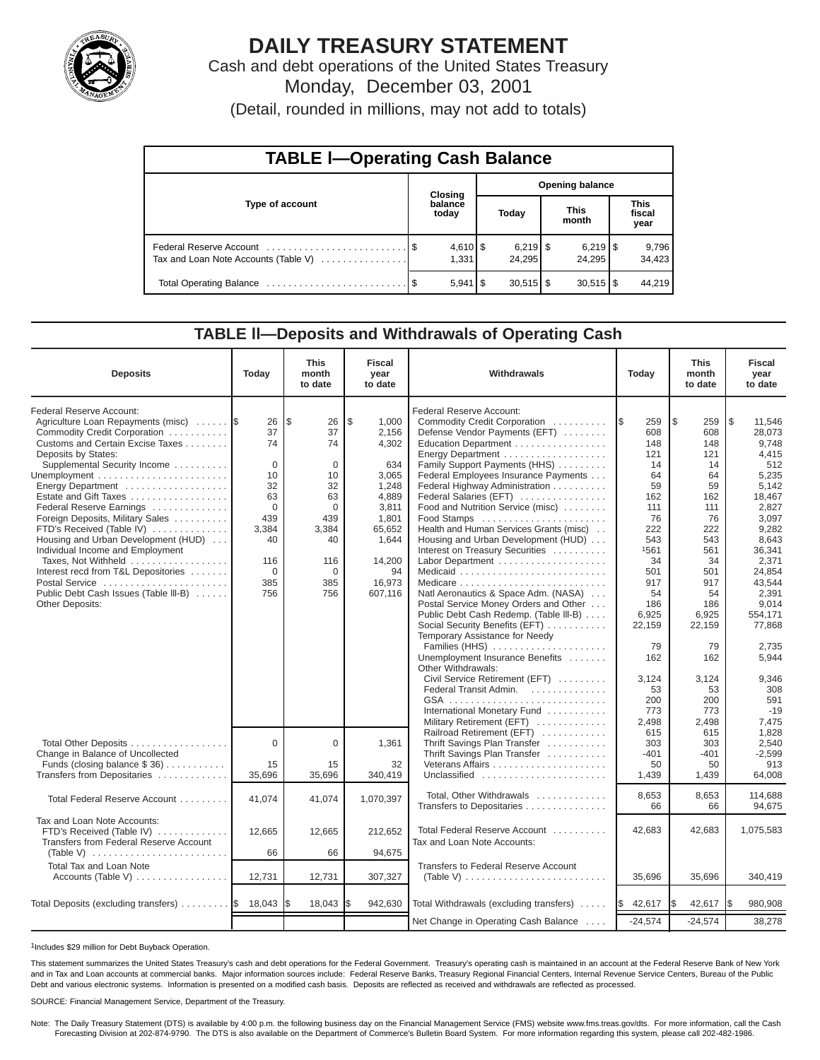# DAILY TREASURY STATEMENT

Cash and debt operations of the United States Treasury

Monday, December 03, 2001

(Detail, rounded in millions, may not add to totals)

## TABLE I—Operating Cash Balance

| Type of account | Closing balance today | Opening balance Today | Opening balance This month | Opening balance This fiscal year |
|---|---|---|---|---|
| Federal Reserve Account | $ 4,610 | $ 6,219 | $ 6,219 | $ 9,796 |
| Tax and Loan Note Accounts (Table V) | 1,331 | 24,295 | 24,295 | 34,423 |
| Total Operating Balance | $ 5,941 | $ 30,515 | $ 30,515 | $ 44,219 |

## TABLE II—Deposits and Withdrawals of Operating Cash

| Deposits | Today | This month to date | Fiscal year to date |
|---|---|---|---|
| Federal Reserve Account: | | | |
| Agriculture Loan Repayments (misc) | $ 26 | $ 26 | $ 1,000 |
| Commodity Credit Corporation | 37 | 37 | 2,156 |
| Customs and Certain Excise Taxes | 74 | 74 | 4,302 |
| Deposits by States: | | | |
| Supplemental Security Income | 0 | 0 | 634 |
| Unemployment | 10 | 10 | 3,065 |
| Energy Department | 32 | 32 | 1,248 |
| Estate and Gift Taxes | 63 | 63 | 4,889 |
| Federal Reserve Earnings | 0 | 0 | 3,811 |
| Foreign Deposits, Military Sales | 439 | 439 | 1,801 |
| FTD's Received (Table IV) | 3,384 | 3,384 | 65,652 |
| Housing and Urban Development (HUD) | 40 | 40 | 1,644 |
| Individual Income and Employment Taxes, Not Withheld | 116 | 116 | 14,200 |
| Interest recd from T&L Depositories | 0 | 0 | 94 |
| Postal Service | 385 | 385 | 16,973 |
| Public Debt Cash Issues (Table III-B) | 756 | 756 | 607,116 |
| Other Deposits: | | | |
| Total Other Deposits | 0 | 0 | 1,361 |
| Change in Balance of Uncollected Funds (closing balance $ 36) | 15 | 15 | 32 |
| Transfers from Depositaries | 35,696 | 35,696 | 340,419 |
| Total Federal Reserve Account | 41,074 | 41,074 | 1,070,397 |
| Tax and Loan Note Accounts: | | | |
| FTD's Received (Table IV) | 12,665 | 12,665 | 212,652 |
| Transfers from Federal Reserve Account (Table V) | 66 | 66 | 94,675 |
| Total Tax and Loan Note Accounts (Table V) | 12,731 | 12,731 | 307,327 |
| Total Deposits (excluding transfers) | $ 18,043 | $ 18,043 | $ 942,630 |

| Withdrawals | Today | This month to date | Fiscal year to date |
|---|---|---|---|
| Federal Reserve Account: | | | |
| Commodity Credit Corporation | $ 259 | $ 259 | $ 11,546 |
| Defense Vendor Payments (EFT) | 608 | 608 | 28,073 |
| Education Department | 148 | 148 | 9,748 |
| Energy Department | 121 | 121 | 4,415 |
| Family Support Payments (HHS) | 14 | 14 | 512 |
| Federal Employees Insurance Payments | 64 | 64 | 5,235 |
| Federal Highway Administration | 59 | 59 | 5,142 |
| Federal Salaries (EFT) | 162 | 162 | 18,467 |
| Food and Nutrition Service (misc) | 111 | 111 | 2,827 |
| Food Stamps | 76 | 76 | 3,097 |
| Health and Human Services Grants (misc) | 222 | 222 | 9,282 |
| Housing and Urban Development (HUD) | 543 | 543 | 8,643 |
| Interest on Treasury Securities | [1]561 | 561 | 36,341 |
| Labor Department | 34 | 34 | 2,371 |
| Medicaid | 501 | 501 | 24,854 |
| Medicare | 917 | 917 | 43,544 |
| Natl Aeronautics & Space Adm. (NASA) | 54 | 54 | 2,391 |
| Postal Service Money Orders and Other | 186 | 186 | 9,014 |
| Public Debt Cash Redemp. (Table III-B) | 6,925 | 6,925 | 554,171 |
| Social Security Benefits (EFT) | 22,159 | 22,159 | 77,868 |
| Temporary Assistance for Needy Families (HHS) | 79 | 79 | 2,735 |
| Unemployment Insurance Benefits | 162 | 162 | 5,944 |
| Other Withdrawals: | | | |
| Civil Service Retirement (EFT) | 3,124 | 3,124 | 9,346 |
| Federal Transit Admin. | 53 | 53 | 308 |
| GSA | 200 | 200 | 591 |
| International Monetary Fund | 773 | 773 | -19 |
| Military Retirement (EFT) | 2,498 | 2,498 | 7,475 |
| Railroad Retirement (EFT) | 615 | 615 | 1,828 |
| Thrift Savings Plan Transfer | 303 | 303 | 2,540 |
| Thrift Savings Plan Transfer | -401 | -401 | -2,599 |
| Veterans Affairs | 50 | 50 | 913 |
| Unclassified | 1,439 | 1,439 | 64,008 |
| Total, Other Withdrawals | 8,653 | 8,653 | 114,688 |
| Transfers to Depositaries | 66 | 66 | 94,675 |
| Total Federal Reserve Account | 42,683 | 42,683 | 1,075,583 |
| Tax and Loan Note Accounts: | | | |
| Transfers to Federal Reserve Account (Table V) | 35,696 | 35,696 | 340,419 |
| Total Withdrawals (excluding transfers) | $ 42,617 | $ 42,617 | $ 980,908 |
| Net Change in Operating Cash Balance | -24,574 | -24,574 | 38,278 |

[1]Includes $29 million for Debt Buyback Operation.

This statement summarizes the United States Treasury's cash and debt operations for the Federal Government. Treasury's operating cash is maintained in an account at the Federal Reserve Bank of New York and in Tax and Loan accounts at commercial banks. Major information sources include: Federal Reserve Banks, Treasury Regional Financial Centers, Internal Revenue Service Centers, Bureau of the Public Debt and various electronic systems. Information is presented on a modified cash basis. Deposits are reflected as received and withdrawals are reflected as processed.

SOURCE: Financial Management Service, Department of the Treasury.

Note: The Daily Treasury Statement (DTS) is available by 4:00 p.m. the following business day on the Financial Management Service (FMS) website www.fms.treas.gov/dts. For more information, call the Cash Forecasting Division at 202-874-9790. The DTS is also available on the Department of Commerce's Bulletin Board System. For more information regarding this system, please call 202-482-1986.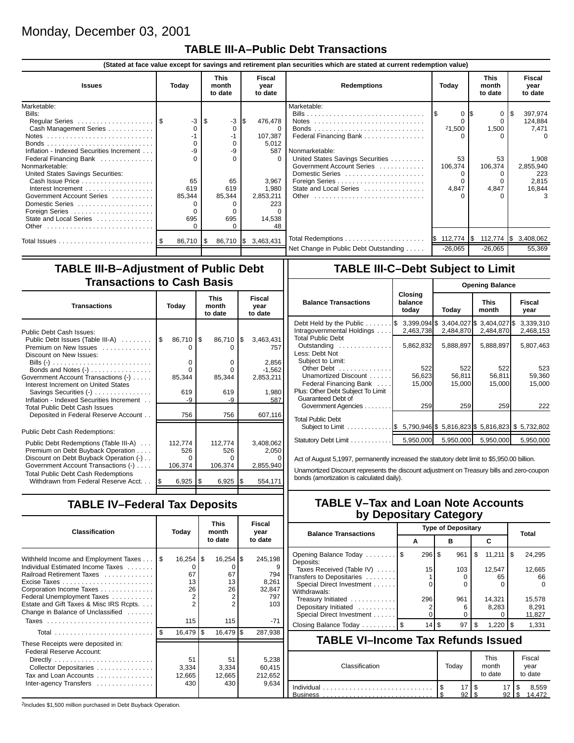Monday, December 03, 2001

# TABLE III-A–Public Debt Transactions

(Stated at face value except for savings and retirement plan securities which are stated at current redemption value)

| Issues | Today | This month to date | Fiscal year to date |
|---|---|---|---|
| Marketable: | | | |
| Bills: | | | |
| Regular Series | $ -3 | $ -3 | $ 476,478 |
| Cash Management Series | 0 | 0 | 0 |
| Notes | -1 | -1 | 107,387 |
| Bonds | 0 | 0 | 5,012 |
| Inflation - Indexed Securities Increment | -9 | -9 | 587 |
| Federal Financing Bank | 0 | 0 | 0 |
| Nonmarketable: | | | |
| United States Savings Securities: | | | |
| Cash Issue Price | 65 | 65 | 3,967 |
| Interest Increment | 619 | 619 | 1,980 |
| Government Account Series | 85,344 | 85,344 | 2,853,211 |
| Domestic Series | 0 | 0 | 223 |
| Foreign Series | 0 | 0 | 0 |
| State and Local Series | 695 | 695 | 14,538 |
| Other | 0 | 0 | 48 |
| Total Issues | $ 86,710 | $ 86,710 | $ 3,463,431 |

| Redemptions | Today | This month to date | Fiscal year to date |
|---|---|---|---|
| Marketable: | | | |
| Bills | $ 0 | $ 0 | $ 397,974 |
| Notes | 0 | 0 | 124,884 |
| Bonds | [2]1,500 | 1,500 | 7,471 |
| Federal Financing Bank | 0 | 0 | 0 |
| Nonmarketable: | | | |
| United States Savings Securities | 53 | 53 | 1,908 |
| Government Account Series | 106,374 | 106,374 | 2,855,940 |
| Domestic Series | 0 | 0 | 223 |
| Foreign Series | 0 | 0 | 2,815 |
| State and Local Series | 4,847 | 4,847 | 16,844 |
| Other | 0 | 0 | 3 |
| Total Redemptions | $ 112,774 | $ 112,774 | $ 3,408,062 |
| Net Change in Public Debt Outstanding | -26,065 | -26,065 | 55,369 |

# TABLE III-B–Adjustment of Public Debt Transactions to Cash Basis

| Transactions | Today | This month to date | Fiscal year to date |
|---|---|---|---|
| Public Debt Cash Issues: | | | |
| Public Debt Issues (Table III-A) | $ 86,710 | $ 86,710 | $ 3,463,431 |
| Premium on New Issues | 0 | 0 | 757 |
| Discount on New Issues: | | | |
| Bills (-) | 0 | 0 | 2,856 |
| Bonds and Notes (-) | 0 | 0 | -1,562 |
| Government Account Transactions (-) | 85,344 | 85,344 | 2,853,211 |
| Interest Increment on United States Savings Securities (-) | 619 | 619 | 1,980 |
| Inflation - Indexed Securities Increment | -9 | -9 | 587 |
| Total Public Debt Cash Issues Deposited in Federal Reserve Account | 756 | 756 | 607,116 |
| Public Debt Cash Redemptions: | | | |
| Public Debt Redemptions (Table III-A) | 112,774 | 112,774 | 3,408,062 |
| Premium on Debt Buyback Operation | 526 | 526 | 2,050 |
| Discount on Debt Buyback Operation (-) | 0 | 0 | 0 |
| Government Account Transactions (-) | 106,374 | 106,374 | 2,855,940 |
| Total Public Debt Cash Redemptions Withdrawn from Federal Reserve Acct. | $ 6,925 | $ 6,925 | $ 554,171 |

# TABLE III-C–Debt Subject to Limit

| Balance Transactions | Closing balance today | Opening Balance Today | Opening Balance This month | Opening Balance Fiscal year |
|---|---|---|---|---|
| Debt Held by the Public | $ 3,399,094 | $ 3,404,027 | $ 3,404,027 | $ 3,339,310 |
| Intragovernmental Holdings | 2,463,738 | 2,484,870 | 2,484,870 | 2,468,153 |
| Total Public Debt Outstanding | 5,862,832 | 5,888,897 | 5,888,897 | 5,807,463 |
| Less: Debt Not Subject to Limit: | | | | |
| Other Debt | 522 | 522 | 522 | 523 |
| Unamortized Discount | 56,623 | 56,811 | 56,811 | 59,360 |
| Federal Financing Bank | 15,000 | 15,000 | 15,000 | 15,000 |
| Plus: Other Debt Subject To Limit Guaranteed Debt of Government Agencies | 259 | 259 | 259 | 222 |
| Total Public Debt Subject to Limit | $ 5,790,946 | $ 5,816,823 | $ 5,816,823 | $ 5,732,802 |
| Statutory Debt Limit | 5,950,000 | 5,950,000 | 5,950,000 | 5,950,000 |

Act of August 5,1997, permanently increased the statutory debt limit to $5,950.00 billion.

Unamortized Discount represents the discount adjustment on Treasury bills and zero-coupon bonds (amortization is calculated daily).

# TABLE IV–Federal Tax Deposits

| Classification | Today | This month to date | Fiscal year to date |
|---|---|---|---|
| Withheld Income and Employment Taxes | $ 16,254 | $ 16,254 | $ 245,198 |
| Individual Estimated Income Taxes | 0 | 0 | 9 |
| Railroad Retirement Taxes | 67 | 67 | 794 |
| Excise Taxes | 13 | 13 | 8,261 |
| Corporation Income Taxes | 26 | 26 | 32,847 |
| Federal Unemployment Taxes | 2 | 2 | 797 |
| Estate and Gift Taxes & Misc IRS Rcpts. | 2 | 2 | 103 |
| Change in Balance of Unclassified Taxes | 115 | 115 | -71 |
| Total | $ 16,479 | $ 16,479 | $ 287,938 |
| These Receipts were deposited in: | | | |
| Federal Reserve Account: | | | |
| Directly | 51 | 51 | 5,238 |
| Collector Depositaries | 3,334 | 3,334 | 60,415 |
| Tax and Loan Accounts | 12,665 | 12,665 | 212,652 |
| Inter-agency Transfers | 430 | 430 | 9,634 |

# TABLE V–Tax and Loan Note Accounts by Depositary Category

| Balance Transactions | Type of Depositary A | Type of Depositary B | Type of Depositary C | Total |
|---|---|---|---|---|
| Opening Balance Today | $ 296 | $ 961 | $ 11,211 | $ 24,295 |
| Deposits: | | | | |
| Taxes Received (Table IV) | 15 | 103 | 12,547 | 12,665 |
| Transfers to Depositaries | 1 | 0 | 65 | 66 |
| Special Direct Investment | 0 | 0 | 0 | 0 |
| Withdrawals: | | | | |
| Treasury Initiated | 296 | 961 | 14,321 | 15,578 |
| Depositary Initiated | 2 | 6 | 8,283 | 8,291 |
| Special Direct Investment | 0 | 0 | 0 | 11,827 |
| Closing Balance Today | $ 14 | $ 97 | $ 1,220 | $ 1,331 |

# TABLE VI–Income Tax Refunds Issued

| Classification | Today | This month to date | Fiscal year to date |
|---|---|---|---|
| Individual | $ 17 | $ 17 | $ 8,559 |
| Business | $ 92 | $ 92 | $ 14,472 |

[2]Includes $1,500 million purchased in Debt Buyback Operation.